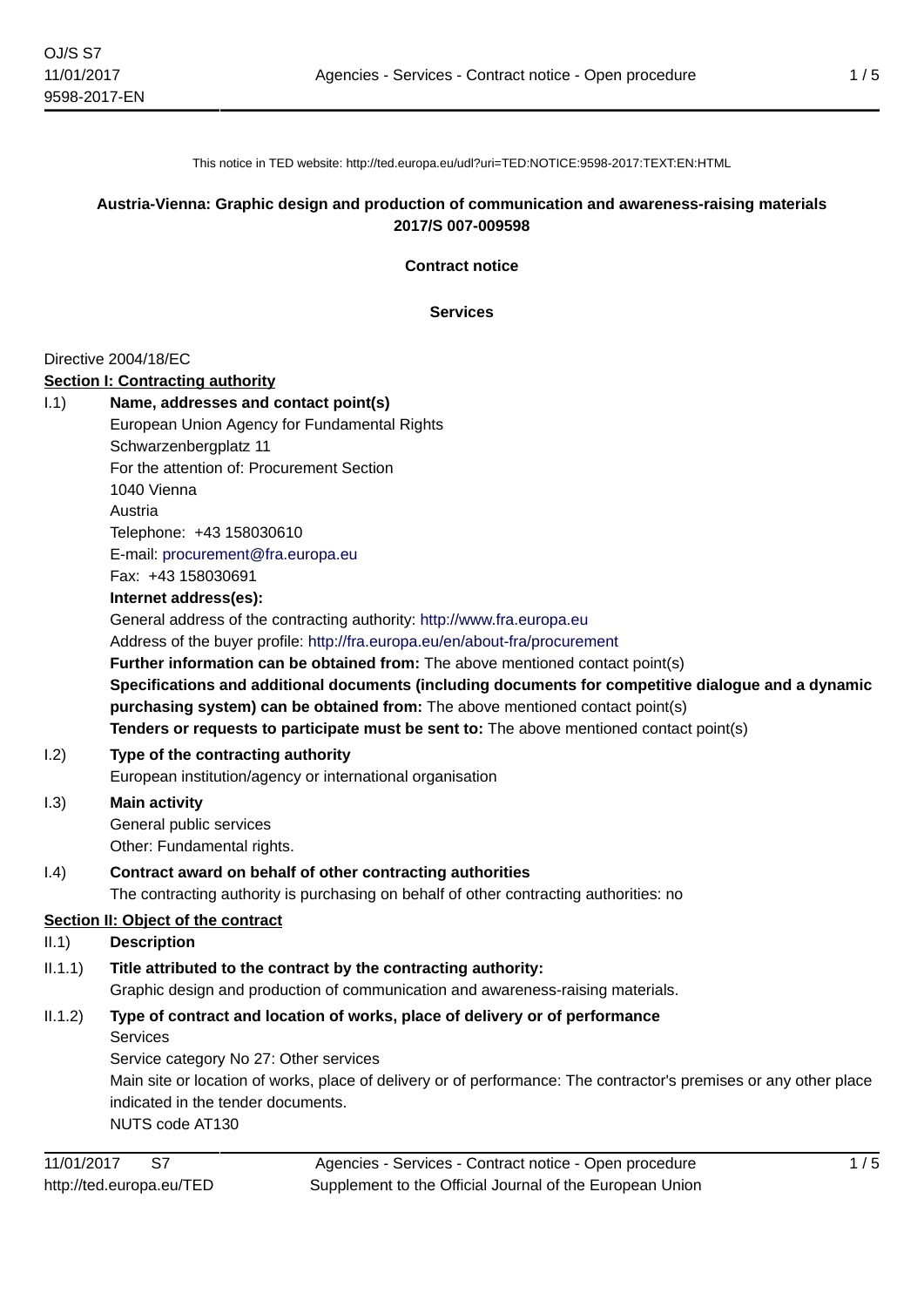This notice in TED website: http://ted.europa.eu/udl?uri=TED:NOTICE:9598-2017:TEXT:EN:HTML

**Austria-Vienna: Graphic design and production of communication and awareness-raising materials**
**2017/S 007-009598**

**Contract notice**

**Services**

Directive 2004/18/EC

**Section I: Contracting authority**

I.1) **Name, addresses and contact point(s)**

European Union Agency for Fundamental Rights
Schwarzenbergplatz 11
For the attention of: Procurement Section
1040 Vienna
Austria
Telephone: +43 158030610
E-mail: procurement@fra.europa.eu
Fax: +43 158030691

**Internet address(es):**

General address of the contracting authority: http://www.fra.europa.eu
Address of the buyer profile: http://fra.europa.eu/en/about-fra/procurement
**Further information can be obtained from:** The above mentioned contact point(s)
**Specifications and additional documents (including documents for competitive dialogue and a dynamic purchasing system) can be obtained from:** The above mentioned contact point(s)
**Tenders or requests to participate must be sent to:** The above mentioned contact point(s)

I.2) **Type of the contracting authority**

European institution/agency or international organisation

I.3) **Main activity**

General public services
Other: Fundamental rights.

I.4) **Contract award on behalf of other contracting authorities**

The contracting authority is purchasing on behalf of other contracting authorities: no

**Section II: Object of the contract**

II.1) **Description**

II.1.1) **Title attributed to the contract by the contracting authority:**

Graphic design and production of communication and awareness-raising materials.

II.1.2) **Type of contract and location of works, place of delivery or of performance**

Services
Service category No 27: Other services
Main site or location of works, place of delivery or of performance: The contractor's premises or any other place indicated in the tender documents.
NUTS code AT130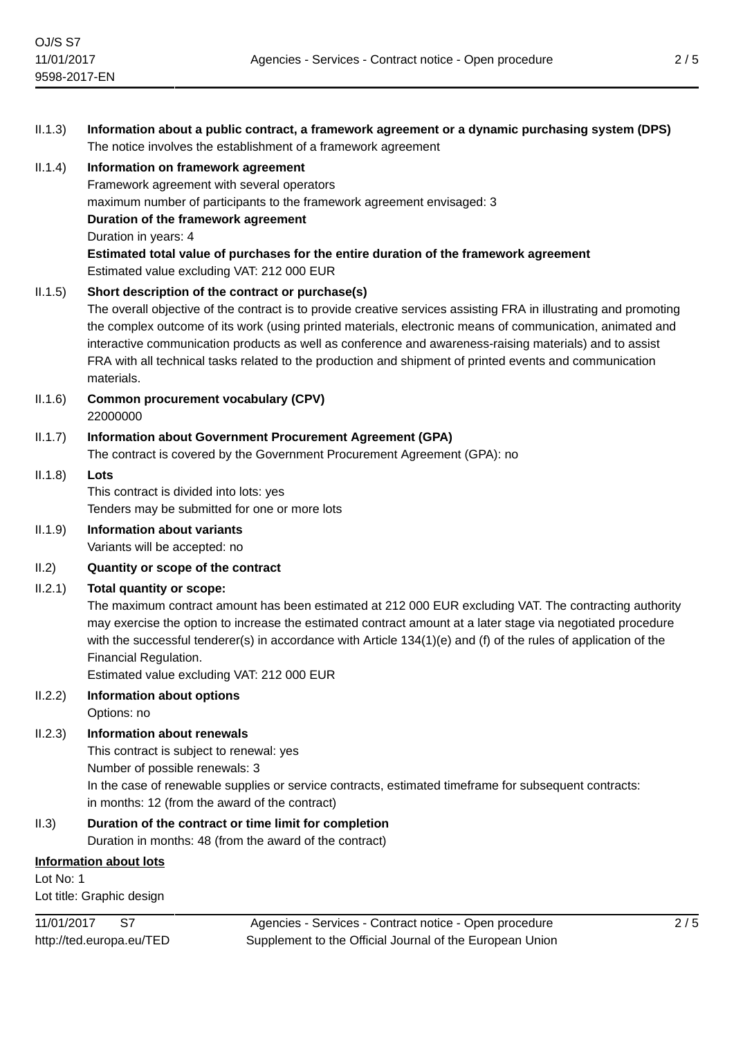II.1.3) **Information about a public contract, a framework agreement or a dynamic purchasing system (DPS)**
The notice involves the establishment of a framework agreement

II.1.4) **Information on framework agreement**
Framework agreement with several operators
maximum number of participants to the framework agreement envisaged: 3
**Duration of the framework agreement**
Duration in years: 4
**Estimated total value of purchases for the entire duration of the framework agreement**
Estimated value excluding VAT: 212 000 EUR

II.1.5) **Short description of the contract or purchase(s)**
The overall objective of the contract is to provide creative services assisting FRA in illustrating and promoting the complex outcome of its work (using printed materials, electronic means of communication, animated and interactive communication products as well as conference and awareness-raising materials) and to assist FRA with all technical tasks related to the production and shipment of printed events and communication materials.

II.1.6) **Common procurement vocabulary (CPV)**
22000000

II.1.7) **Information about Government Procurement Agreement (GPA)**
The contract is covered by the Government Procurement Agreement (GPA): no

II.1.8) **Lots**
This contract is divided into lots: yes
Tenders may be submitted for one or more lots

II.1.9) **Information about variants**
Variants will be accepted: no

II.2) **Quantity or scope of the contract**

II.2.1) **Total quantity or scope:**
The maximum contract amount has been estimated at 212 000 EUR excluding VAT. The contracting authority may exercise the option to increase the estimated contract amount at a later stage via negotiated procedure with the successful tenderer(s) in accordance with Article 134(1)(e) and (f) of the rules of application of the Financial Regulation.
Estimated value excluding VAT: 212 000 EUR

II.2.2) **Information about options**
Options: no

II.2.3) **Information about renewals**
This contract is subject to renewal: yes
Number of possible renewals: 3
In the case of renewable supplies or service contracts, estimated timeframe for subsequent contracts:
in months: 12 (from the award of the contract)

II.3) **Duration of the contract or time limit for completion**
Duration in months: 48 (from the award of the contract)

**Information about lots**

Lot No: 1
Lot title: Graphic design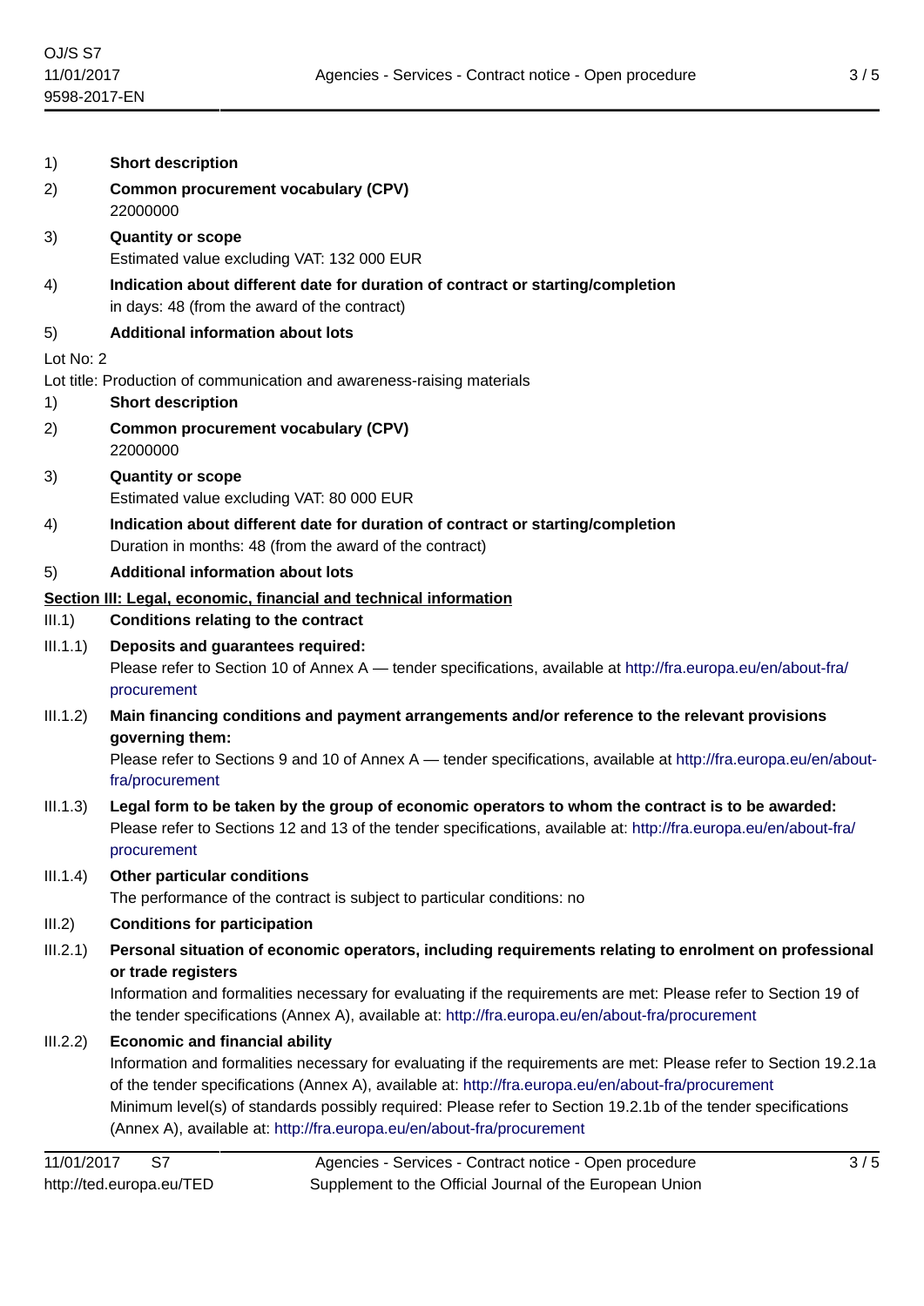1) **Short description**

2) **Common procurement vocabulary (CPV)**
22000000

3) **Quantity or scope**
Estimated value excluding VAT: 132 000 EUR

4) **Indication about different date for duration of contract or starting/completion**
in days: 48 (from the award of the contract)

5) **Additional information about lots**

Lot No: 2

Lot title: Production of communication and awareness-raising materials

1) **Short description**

2) **Common procurement vocabulary (CPV)**
22000000

3) **Quantity or scope**
Estimated value excluding VAT: 80 000 EUR

4) **Indication about different date for duration of contract or starting/completion**
Duration in months: 48 (from the award of the contract)

5) **Additional information about lots**

## Section III: Legal, economic, financial and technical information

III.1) **Conditions relating to the contract**

III.1.1) **Deposits and guarantees required:**
Please refer to Section 10 of Annex A — tender specifications, available at http://fra.europa.eu/en/about-fra/procurement

III.1.2) **Main financing conditions and payment arrangements and/or reference to the relevant provisions governing them:**
Please refer to Sections 9 and 10 of Annex A — tender specifications, available at http://fra.europa.eu/en/about-fra/procurement

III.1.3) **Legal form to be taken by the group of economic operators to whom the contract is to be awarded:**
Please refer to Sections 12 and 13 of the tender specifications, available at: http://fra.europa.eu/en/about-fra/procurement

III.1.4) **Other particular conditions**
The performance of the contract is subject to particular conditions: no

III.2) **Conditions for participation**

III.2.1) **Personal situation of economic operators, including requirements relating to enrolment on professional or trade registers**
Information and formalities necessary for evaluating if the requirements are met: Please refer to Section 19 of the tender specifications (Annex A), available at: http://fra.europa.eu/en/about-fra/procurement

III.2.2) **Economic and financial ability**
Information and formalities necessary for evaluating if the requirements are met: Please refer to Section 19.2.1a of the tender specifications (Annex A), available at: http://fra.europa.eu/en/about-fra/procurement
Minimum level(s) of standards possibly required: Please refer to Section 19.2.1b of the tender specifications (Annex A), available at: http://fra.europa.eu/en/about-fra/procurement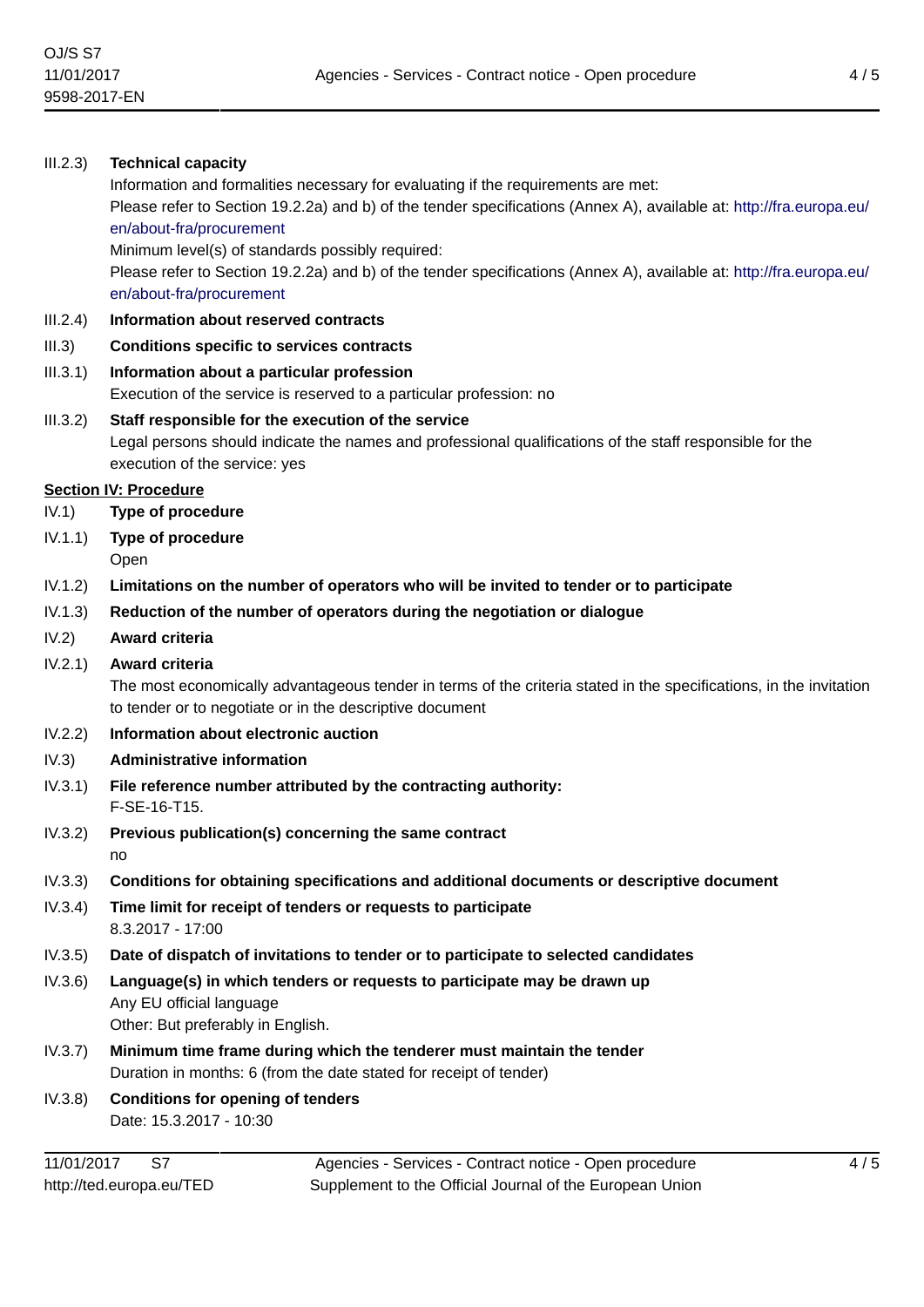III.2.3) **Technical capacity**

Information and formalities necessary for evaluating if the requirements are met:
Please refer to Section 19.2.2a) and b) of the tender specifications (Annex A), available at: http://fra.europa.eu/en/about-fra/procurement
Minimum level(s) of standards possibly required:
Please refer to Section 19.2.2a) and b) of the tender specifications (Annex A), available at: http://fra.europa.eu/en/about-fra/procurement

III.2.4) **Information about reserved contracts**

III.3) **Conditions specific to services contracts**

III.3.1) **Information about a particular profession**
Execution of the service is reserved to a particular profession: no

III.3.2) **Staff responsible for the execution of the service**
Legal persons should indicate the names and professional qualifications of the staff responsible for the execution of the service: yes

## Section IV: Procedure

IV.1) **Type of procedure**

IV.1.1) **Type of procedure**
Open

IV.1.2) **Limitations on the number of operators who will be invited to tender or to participate**

IV.1.3) **Reduction of the number of operators during the negotiation or dialogue**

IV.2) **Award criteria**

IV.2.1) **Award criteria**
The most economically advantageous tender in terms of the criteria stated in the specifications, in the invitation to tender or to negotiate or in the descriptive document

IV.2.2) **Information about electronic auction**

IV.3) **Administrative information**

IV.3.1) **File reference number attributed by the contracting authority:**
F-SE-16-T15.

IV.3.2) **Previous publication(s) concerning the same contract**
no

IV.3.3) **Conditions for obtaining specifications and additional documents or descriptive document**

IV.3.4) **Time limit for receipt of tenders or requests to participate**
8.3.2017 - 17:00

IV.3.5) **Date of dispatch of invitations to tender or to participate to selected candidates**

IV.3.6) **Language(s) in which tenders or requests to participate may be drawn up**
Any EU official language
Other: But preferably in English.

IV.3.7) **Minimum time frame during which the tenderer must maintain the tender**
Duration in months: 6 (from the date stated for receipt of tender)

IV.3.8) **Conditions for opening of tenders**
Date: 15.3.2017 - 10:30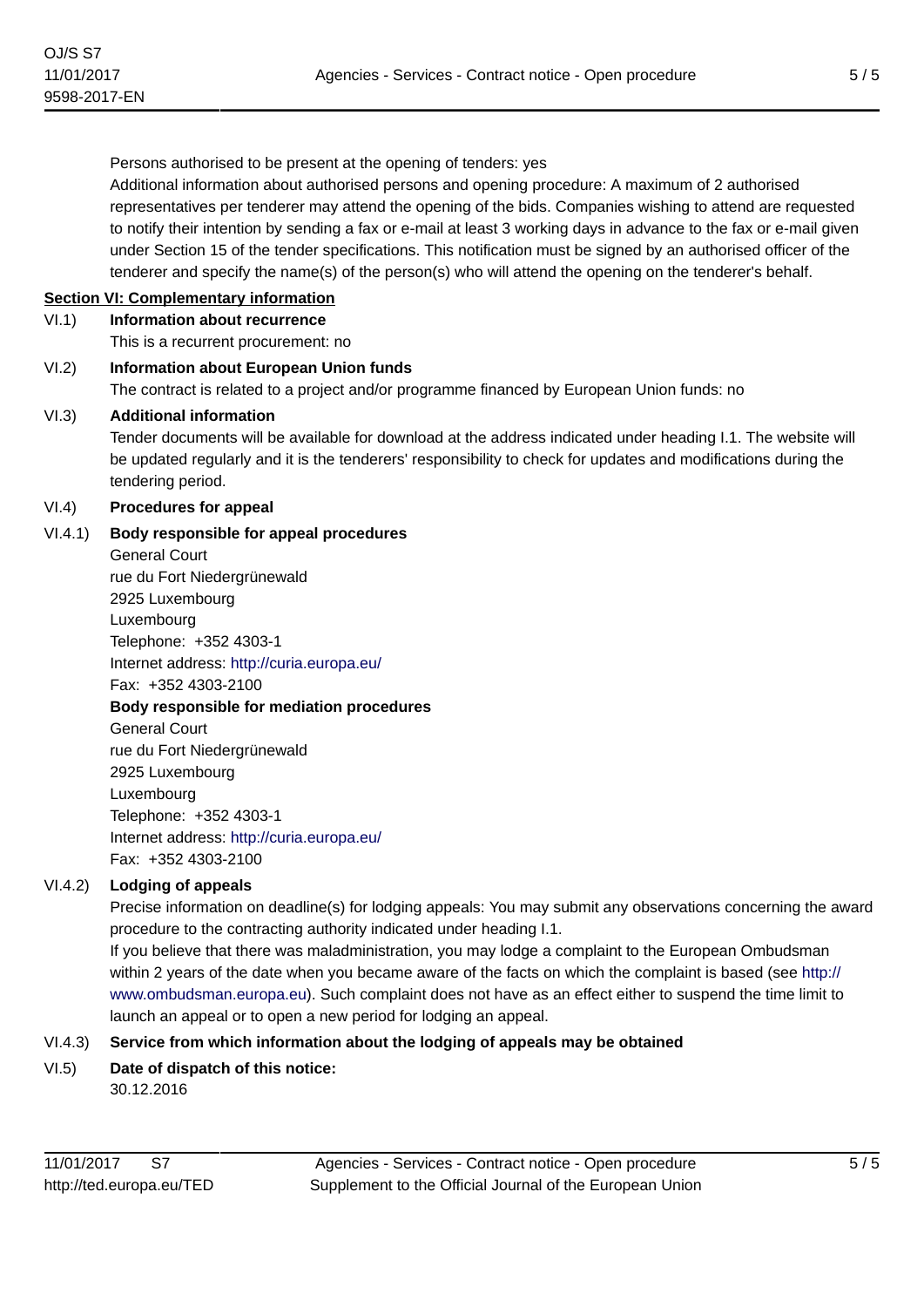Persons authorised to be present at the opening of tenders: yes

Additional information about authorised persons and opening procedure: A maximum of 2 authorised representatives per tenderer may attend the opening of the bids. Companies wishing to attend are requested to notify their intention by sending a fax or e-mail at least 3 working days in advance to the fax or e-mail given under Section 15 of the tender specifications. This notification must be signed by an authorised officer of the tenderer and specify the name(s) of the person(s) who will attend the opening on the tenderer's behalf.

## Section VI: Complementary information

**VI.1) Information about recurrence**

This is a recurrent procurement: no

**VI.2) Information about European Union funds**

The contract is related to a project and/or programme financed by European Union funds: no

**VI.3) Additional information**

Tender documents will be available for download at the address indicated under heading I.1. The website will be updated regularly and it is the tenderers' responsibility to check for updates and modifications during the tendering period.

**VI.4) Procedures for appeal**

**VI.4.1) Body responsible for appeal procedures**

General Court
rue du Fort Niedergrünewald
2925 Luxembourg
Luxembourg
Telephone: +352 4303-1
Internet address: http://curia.europa.eu/
Fax: +352 4303-2100

**Body responsible for mediation procedures**

General Court
rue du Fort Niedergrünewald
2925 Luxembourg
Luxembourg
Telephone: +352 4303-1
Internet address: http://curia.europa.eu/
Fax: +352 4303-2100

**VI.4.2) Lodging of appeals**

Precise information on deadline(s) for lodging appeals: You may submit any observations concerning the award procedure to the contracting authority indicated under heading I.1.

If you believe that there was maladministration, you may lodge a complaint to the European Ombudsman within 2 years of the date when you became aware of the facts on which the complaint is based (see http://www.ombudsman.europa.eu). Such complaint does not have as an effect either to suspend the time limit to launch an appeal or to open a new period for lodging an appeal.

**VI.4.3) Service from which information about the lodging of appeals may be obtained**

**VI.5) Date of dispatch of this notice:**

30.12.2016